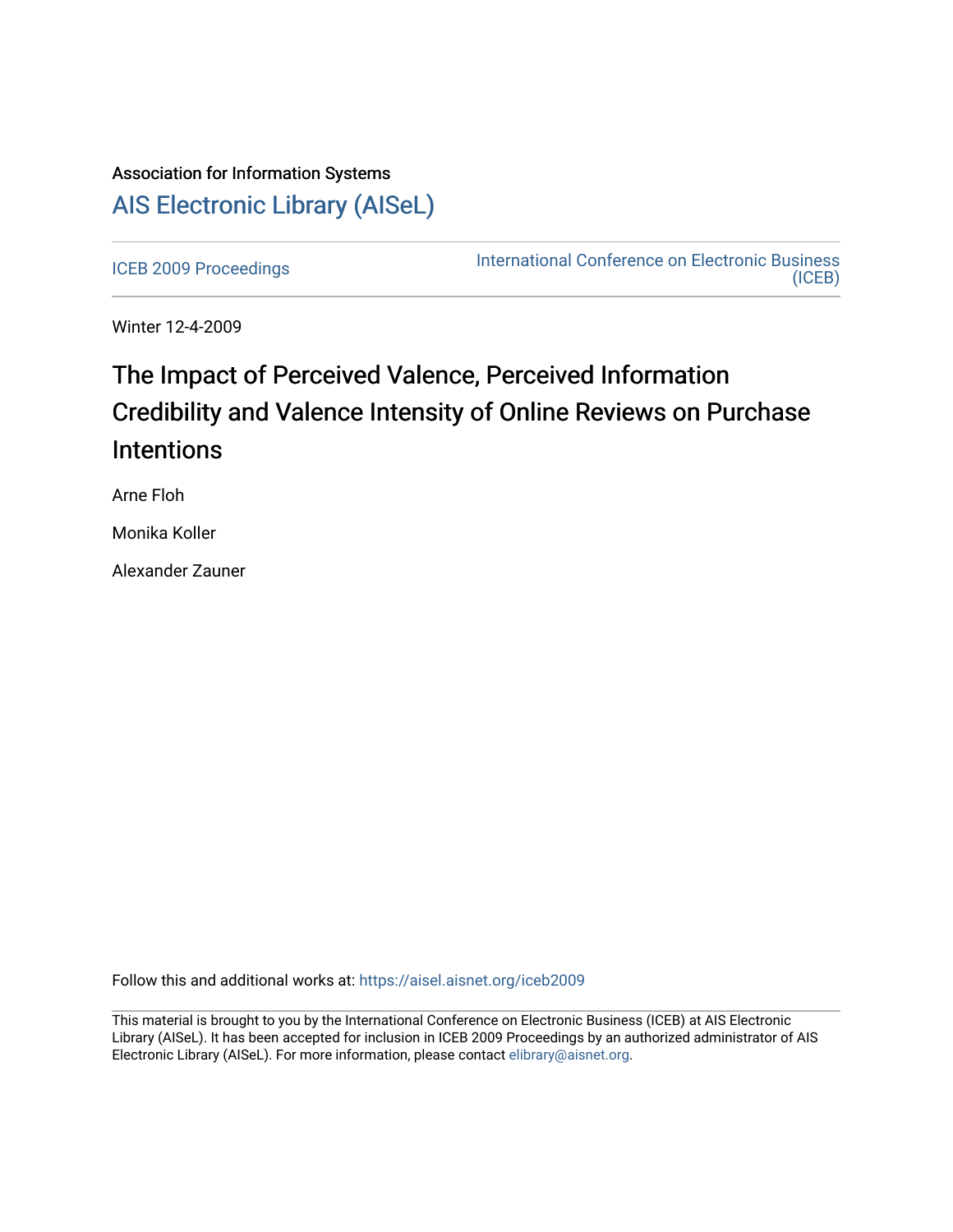Association for Information Systems

# AIS Electronic Library (AISeL)

ICEB 2009 Proceedings

International Conference on Electronic Business (ICEB)

Winter 12-4-2009

# The Impact of Perceived Valence, Perceived Information Credibility and Valence Intensity of Online Reviews on Purchase Intentions

Arne Floh

Monika Koller

Alexander Zauner

Follow this and additional works at: https://aisel.aisnet.org/iceb2009

This material is brought to you by the International Conference on Electronic Business (ICEB) at AIS Electronic Library (AISeL). It has been accepted for inclusion in ICEB 2009 Proceedings by an authorized administrator of AIS Electronic Library (AISeL). For more information, please contact elibrary@aisnet.org.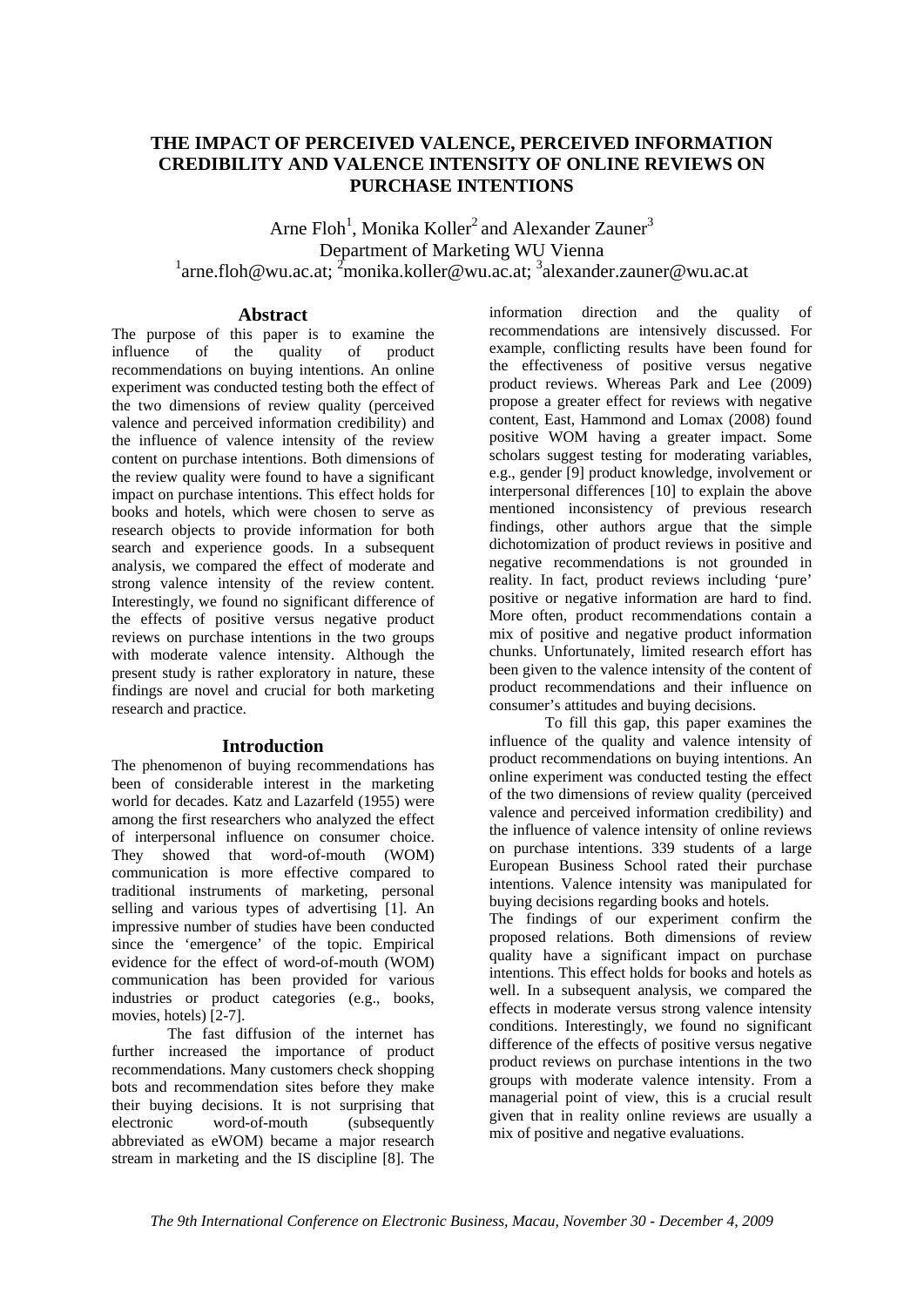# THE IMPACT OF PERCEIVED VALENCE, PERCEIVED INFORMATION CREDIBILITY AND VALENCE INTENSITY OF ONLINE REVIEWS ON PURCHASE INTENTIONS

Arne Floh[1], Monika Koller[2] and Alexander Zauner[3]
Department of Marketing WU Vienna
[1]arne.floh@wu.ac.at; [2]monika.koller@wu.ac.at; [3]alexander.zauner@wu.ac.at

## Abstract

The purpose of this paper is to examine the influence of the quality of product recommendations on buying intentions. An online experiment was conducted testing both the effect of the two dimensions of review quality (perceived valence and perceived information credibility) and the influence of valence intensity of the review content on purchase intentions. Both dimensions of the review quality were found to have a significant impact on purchase intentions. This effect holds for books and hotels, which were chosen to serve as research objects to provide information for both search and experience goods. In a subsequent analysis, we compared the effect of moderate and strong valence intensity of the review content. Interestingly, we found no significant difference of the effects of positive versus negative product reviews on purchase intentions in the two groups with moderate valence intensity. Although the present study is rather exploratory in nature, these findings are novel and crucial for both marketing research and practice.

## Introduction

The phenomenon of buying recommendations has been of considerable interest in the marketing world for decades. Katz and Lazarfeld (1955) were among the first researchers who analyzed the effect of interpersonal influence on consumer choice. They showed that word-of-mouth (WOM) communication is more effective compared to traditional instruments of marketing, personal selling and various types of advertising [1]. An impressive number of studies have been conducted since the 'emergence' of the topic. Empirical evidence for the effect of word-of-mouth (WOM) communication has been provided for various industries or product categories (e.g., books, movies, hotels) [2-7].

The fast diffusion of the internet has further increased the importance of product recommendations. Many customers check shopping bots and recommendation sites before they make their buying decisions. It is not surprising that electronic word-of-mouth (subsequently abbreviated as eWOM) became a major research stream in marketing and the IS discipline [8]. The information direction and the quality of recommendations are intensively discussed. For example, conflicting results have been found for the effectiveness of positive versus negative product reviews. Whereas Park and Lee (2009) propose a greater effect for reviews with negative content, East, Hammond and Lomax (2008) found positive WOM having a greater impact. Some scholars suggest testing for moderating variables, e.g., gender [9] product knowledge, involvement or interpersonal differences [10] to explain the above mentioned inconsistency of previous research findings, other authors argue that the simple dichotomization of product reviews in positive and negative recommendations is not grounded in reality. In fact, product reviews including 'pure' positive or negative information are hard to find. More often, product recommendations contain a mix of positive and negative product information chunks. Unfortunately, limited research effort has been given to the valence intensity of the content of product recommendations and their influence on consumer's attitudes and buying decisions.

To fill this gap, this paper examines the influence of the quality and valence intensity of product recommendations on buying intentions. An online experiment was conducted testing the effect of the two dimensions of review quality (perceived valence and perceived information credibility) and the influence of valence intensity of online reviews on purchase intentions. 339 students of a large European Business School rated their purchase intentions. Valence intensity was manipulated for buying decisions regarding books and hotels.

The findings of our experiment confirm the proposed relations. Both dimensions of review quality have a significant impact on purchase intentions. This effect holds for books and hotels as well. In a subsequent analysis, we compared the effects in moderate versus strong valence intensity conditions. Interestingly, we found no significant difference of the effects of positive versus negative product reviews on purchase intentions in the two groups with moderate valence intensity. From a managerial point of view, this is a crucial result given that in reality online reviews are usually a mix of positive and negative evaluations.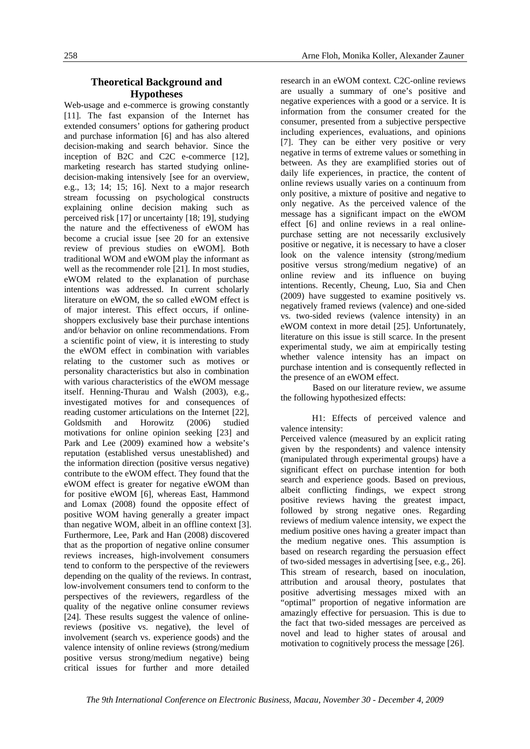## Theoretical Background and Hypotheses

Web-usage and e-commerce is growing constantly [11]. The fast expansion of the Internet has extended consumers' options for gathering product and purchase information [6] and has also altered decision-making and search behavior. Since the inception of B2C and C2C e-commerce [12], marketing research has started studying online-decision-making intensively [see for an overview, e.g., 13; 14; 15; 16]. Next to a major research stream focussing on psychological constructs explaining online decision making such as perceived risk [17] or uncertainty [18; 19], studying the nature and the effectiveness of eWOM has become a crucial issue [see 20 for an extensive review of previous studies on eWOM]. Both traditional WOM and eWOM play the informant as well as the recommender role [21]. In most studies, eWOM related to the explanation of purchase intentions was addressed. In current scholarly literature on eWOM, the so called eWOM effect is of major interest. This effect occurs, if online-shoppers exclusively base their purchase intentions and/or behavior on online recommendations. From a scientific point of view, it is interesting to study the eWOM effect in combination with variables relating to the customer such as motives or personality characteristics but also in combination with various characteristics of the eWOM message itself. Henning-Thurau and Walsh (2003), e.g., investigated motives for and consequences of reading customer articulations on the Internet [22], Goldsmith and Horowitz (2006) studied motivations for online opinion seeking [23] and Park and Lee (2009) examined how a website's reputation (established versus unestablished) and the information direction (positive versus negative) contribute to the eWOM effect. They found that the eWOM effect is greater for negative eWOM than for positive eWOM [6], whereas East, Hammond and Lomax (2008) found the opposite effect of positive WOM having generally a greater impact than negative WOM, albeit in an offline context [3]. Furthermore, Lee, Park and Han (2008) discovered that as the proportion of negative online consumer reviews increases, high-involvement consumers tend to conform to the perspective of the reviewers depending on the quality of the reviews. In contrast, low-involvement consumers tend to conform to the perspectives of the reviewers, regardless of the quality of the negative online consumer reviews [24]. These results suggest the valence of online-reviews (positive vs. negative), the level of involvement (search vs. experience goods) and the valence intensity of online reviews (strong/medium positive versus strong/medium negative) being critical issues for further and more detailed research in an eWOM context. C2C-online reviews are usually a summary of one's positive and negative experiences with a good or a service. It is information from the consumer created for the consumer, presented from a subjective perspective including experiences, evaluations, and opinions [7]. They can be either very positive or very negative in terms of extreme values or something in between. As they are examplified stories out of daily life experiences, in practice, the content of online reviews usually varies on a continuum from only positive, a mixture of positive and negative to only negative. As the perceived valence of the message has a significant impact on the eWOM effect [6] and online reviews in a real online-purchase setting are not necessarily exclusively positive or negative, it is necessary to have a closer look on the valence intensity (strong/medium positive versus strong/medium negative) of an online review and its influence on buying intentions. Recently, Cheung, Luo, Sia and Chen (2009) have suggested to examine positively vs. negatively framed reviews (valence) and one-sided vs. two-sided reviews (valence intensity) in an eWOM context in more detail [25]. Unfortunately, literature on this issue is still scarce. In the present experimental study, we aim at empirically testing whether valence intensity has an impact on purchase intention and is consequently reflected in the presence of an eWOM effect.

Based on our literature review, we assume the following hypothesized effects:

H1: Effects of perceived valence and valence intensity:

Perceived valence (measured by an explicit rating given by the respondents) and valence intensity (manipulated through experimental groups) have a significant effect on purchase intention for both search and experience goods. Based on previous, albeit conflicting findings, we expect strong positive reviews having the greatest impact, followed by strong negative ones. Regarding reviews of medium valence intensity, we expect the medium positive ones having a greater impact than the medium negative ones. This assumption is based on research regarding the persuasion effect of two-sided messages in advertising [see, e.g., 26]. This stream of research, based on inoculation, attribution and arousal theory, postulates that positive advertising messages mixed with an "optimal" proportion of negative information are amazingly effective for persuasion. This is due to the fact that two-sided messages are perceived as novel and lead to higher states of arousal and motivation to cognitively process the message [26].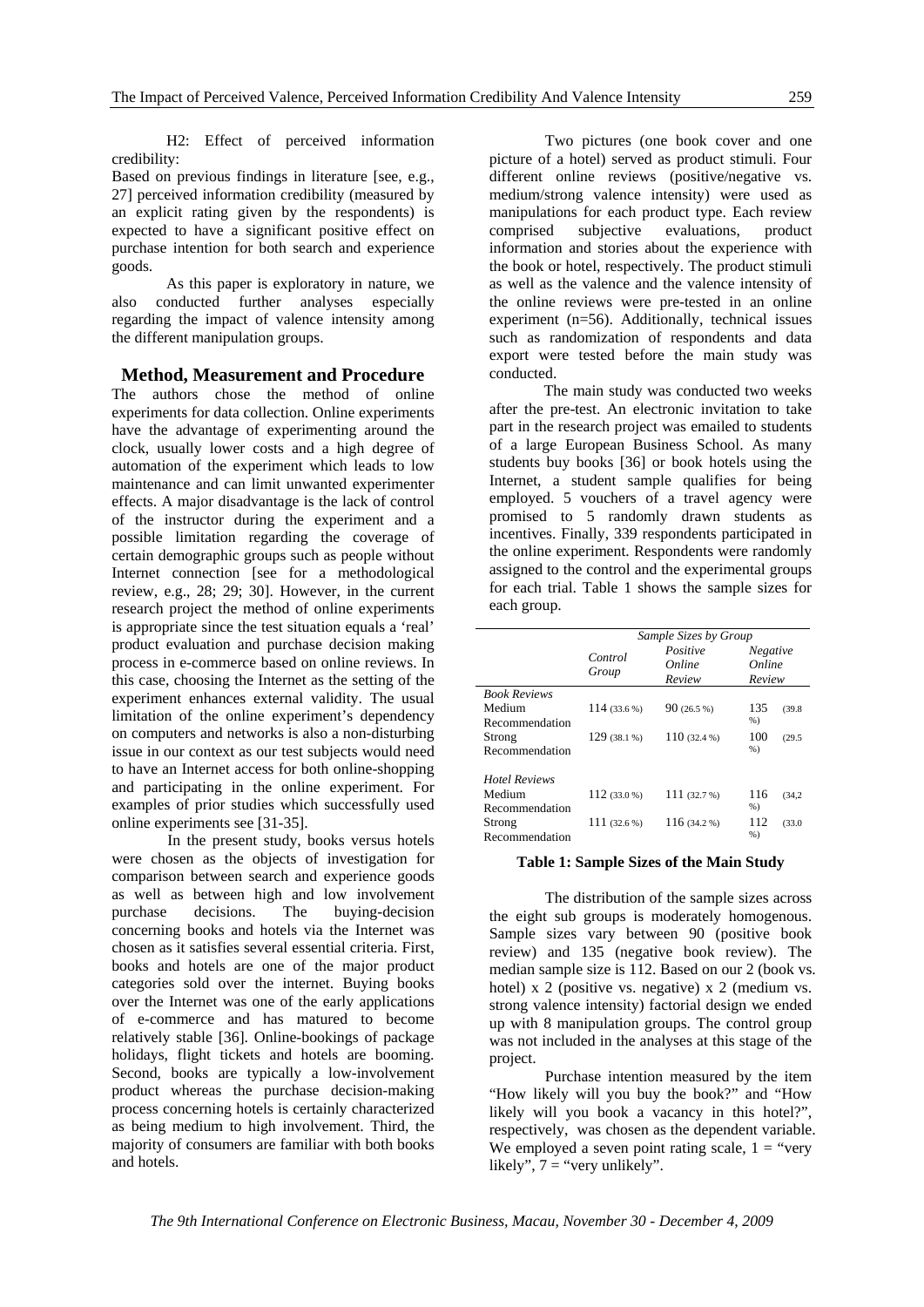H2: Effect of perceived information credibility:

Based on previous findings in literature [see, e.g., 27] perceived information credibility (measured by an explicit rating given by the respondents) is expected to have a significant positive effect on purchase intention for both search and experience goods.

As this paper is exploratory in nature, we also conducted further analyses especially regarding the impact of valence intensity among the different manipulation groups.

## Method, Measurement and Procedure

The authors chose the method of online experiments for data collection. Online experiments have the advantage of experimenting around the clock, usually lower costs and a high degree of automation of the experiment which leads to low maintenance and can limit unwanted experimenter effects. A major disadvantage is the lack of control of the instructor during the experiment and a possible limitation regarding the coverage of certain demographic groups such as people without Internet connection [see for a methodological review, e.g., 28; 29; 30]. However, in the current research project the method of online experiments is appropriate since the test situation equals a 'real' product evaluation and purchase decision making process in e-commerce based on online reviews. In this case, choosing the Internet as the setting of the experiment enhances external validity. The usual limitation of the online experiment's dependency on computers and networks is also a non-disturbing issue in our context as our test subjects would need to have an Internet access for both online-shopping and participating in the online experiment. For examples of prior studies which successfully used online experiments see [31-35].

In the present study, books versus hotels were chosen as the objects of investigation for comparison between search and experience goods as well as between high and low involvement purchase decisions. The buying-decision concerning books and hotels via the Internet was chosen as it satisfies several essential criteria. First, books and hotels are one of the major product categories sold over the internet. Buying books over the Internet was one of the early applications of e-commerce and has matured to become relatively stable [36]. Online-bookings of package holidays, flight tickets and hotels are booming. Second, books are typically a low-involvement product whereas the purchase decision-making process concerning hotels is certainly characterized as being medium to high involvement. Third, the majority of consumers are familiar with both books and hotels.

Two pictures (one book cover and one picture of a hotel) served as product stimuli. Four different online reviews (positive/negative vs. medium/strong valence intensity) were used as manipulations for each product type. Each review comprised subjective evaluations, product information and stories about the experience with the book or hotel, respectively. The product stimuli as well as the valence and the valence intensity of the online reviews were pre-tested in an online experiment (n=56). Additionally, technical issues such as randomization of respondents and data export were tested before the main study was conducted.

The main study was conducted two weeks after the pre-test. An electronic invitation to take part in the research project was emailed to students of a large European Business School. As many students buy books [36] or book hotels using the Internet, a student sample qualifies for being employed. 5 vouchers of a travel agency were promised to 5 randomly drawn students as incentives. Finally, 339 respondents participated in the online experiment. Respondents were randomly assigned to the control and the experimental groups for each trial. Table 1 shows the sample sizes for each group.

| | *Sample Sizes by Group* | | |
|---|---|---|---|
| | *Control Group* | *Positive Online Review* | *Negative Online Review* |
| *Book Reviews* | | | |
| Medium Recommendation | 114 (33.6 %) | 90 (26.5 %) | 135 (39.8 %) |
| Strong Recommendation | 129 (38.1 %) | 110 (32.4 %) | 100 (29.5 %) |
| *Hotel Reviews* | | | |
| Medium Recommendation | 112 (33.0 %) | 111 (32.7 %) | 116 (34,2 %) |
| Strong Recommendation | 111 (32.6 %) | 116 (34.2 %) | 112 (33.0 %) |

**Table 1: Sample Sizes of the Main Study**

The distribution of the sample sizes across the eight sub groups is moderately homogenous. Sample sizes vary between 90 (positive book review) and 135 (negative book review). The median sample size is 112. Based on our 2 (book vs. hotel) x 2 (positive vs. negative) x 2 (medium vs. strong valence intensity) factorial design we ended up with 8 manipulation groups. The control group was not included in the analyses at this stage of the project.

Purchase intention measured by the item "How likely will you buy the book?" and "How likely will you book a vacancy in this hotel?", respectively, was chosen as the dependent variable. We employed a seven point rating scale, 1 = "very likely", 7 = "very unlikely".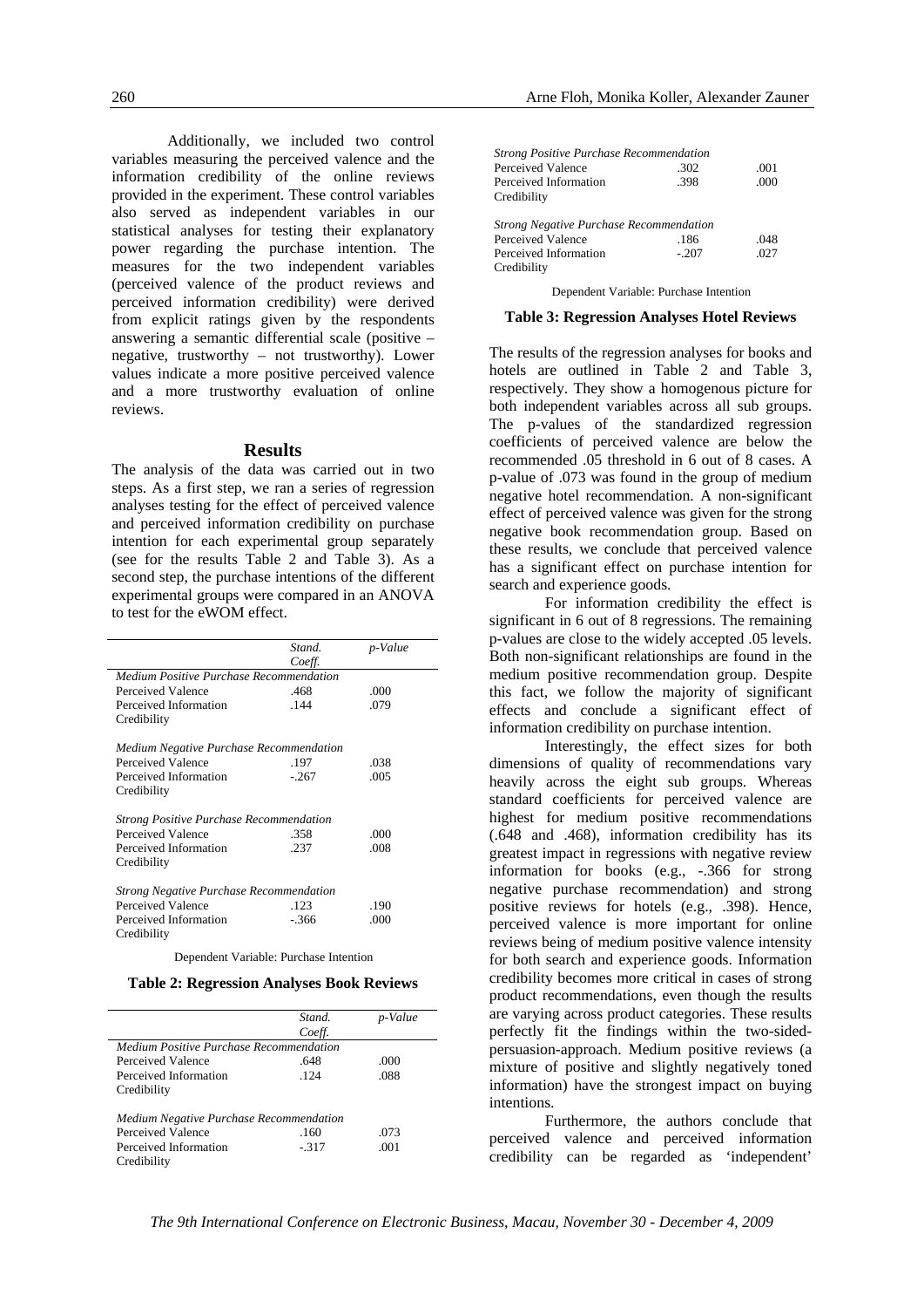Additionally, we included two control variables measuring the perceived valence and the information credibility of the online reviews provided in the experiment. These control variables also served as independent variables in our statistical analyses for testing their explanatory power regarding the purchase intention. The measures for the two independent variables (perceived valence of the product reviews and perceived information credibility) were derived from explicit ratings given by the respondents answering a semantic differential scale (positive – negative, trustworthy – not trustworthy). Lower values indicate a more positive perceived valence and a more trustworthy evaluation of online reviews.

## Results

The analysis of the data was carried out in two steps. As a first step, we ran a series of regression analyses testing for the effect of perceived valence and perceived information credibility on purchase intention for each experimental group separately (see for the results Table 2 and Table 3). As a second step, the purchase intentions of the different experimental groups were compared in an ANOVA to test for the eWOM effect.

| | *Stand. Coeff.* | *p-Value* |
|---|---|---|
| *Medium Positive Purchase Recommendation* | | |
| Perceived Valence | .468 | .000 |
| Perceived Information Credibility | .144 | .079 |
| *Medium Negative Purchase Recommendation* | | |
| Perceived Valence | .197 | .038 |
| Perceived Information Credibility | -.267 | .005 |
| *Strong Positive Purchase Recommendation* | | |
| Perceived Valence | .358 | .000 |
| Perceived Information Credibility | .237 | .008 |
| *Strong Negative Purchase Recommendation* | | |
| Perceived Valence | .123 | .190 |
| Perceived Information Credibility | -.366 | .000 |

Dependent Variable: Purchase Intention

**Table 2: Regression Analyses Book Reviews**

| | *Stand. Coeff.* | *p-Value* |
|---|---|---|
| *Medium Positive Purchase Recommendation* | | |
| Perceived Valence | .648 | .000 |
| Perceived Information Credibility | .124 | .088 |
| *Medium Negative Purchase Recommendation* | | |
| Perceived Valence | .160 | .073 |
| Perceived Information Credibility | -.317 | .001 |
| *Strong Positive Purchase Recommendation* | | |
| Perceived Valence | .302 | .001 |
| Perceived Information Credibility | .398 | .000 |
| *Strong Negative Purchase Recommendation* | | |
| Perceived Valence | .186 | .048 |
| Perceived Information Credibility | -.207 | .027 |

Dependent Variable: Purchase Intention

**Table 3: Regression Analyses Hotel Reviews**

The results of the regression analyses for books and hotels are outlined in Table 2 and Table 3, respectively. They show a homogenous picture for both independent variables across all sub groups. The p-values of the standardized regression coefficients of perceived valence are below the recommended .05 threshold in 6 out of 8 cases. A p-value of .073 was found in the group of medium negative hotel recommendation. A non-significant effect of perceived valence was given for the strong negative book recommendation group. Based on these results, we conclude that perceived valence has a significant effect on purchase intention for search and experience goods.

For information credibility the effect is significant in 6 out of 8 regressions. The remaining p-values are close to the widely accepted .05 levels. Both non-significant relationships are found in the medium positive recommendation group. Despite this fact, we follow the majority of significant effects and conclude a significant effect of information credibility on purchase intention.

Interestingly, the effect sizes for both dimensions of quality of recommendations vary heavily across the eight sub groups. Whereas standard coefficients for perceived valence are highest for medium positive recommendations (.648 and .468), information credibility has its greatest impact in regressions with negative review information for books (e.g., -.366 for strong negative purchase recommendation) and strong positive reviews for hotels (e.g., .398). Hence, perceived valence is more important for online reviews being of medium positive valence intensity for both search and experience goods. Information credibility becomes more critical in cases of strong product recommendations, even though the results are varying across product categories. These results perfectly fit the findings within the two-sided-persuasion-approach. Medium positive reviews (a mixture of positive and slightly negatively toned information) have the strongest impact on buying intentions.

Furthermore, the authors conclude that perceived valence and perceived information credibility can be regarded as 'independent'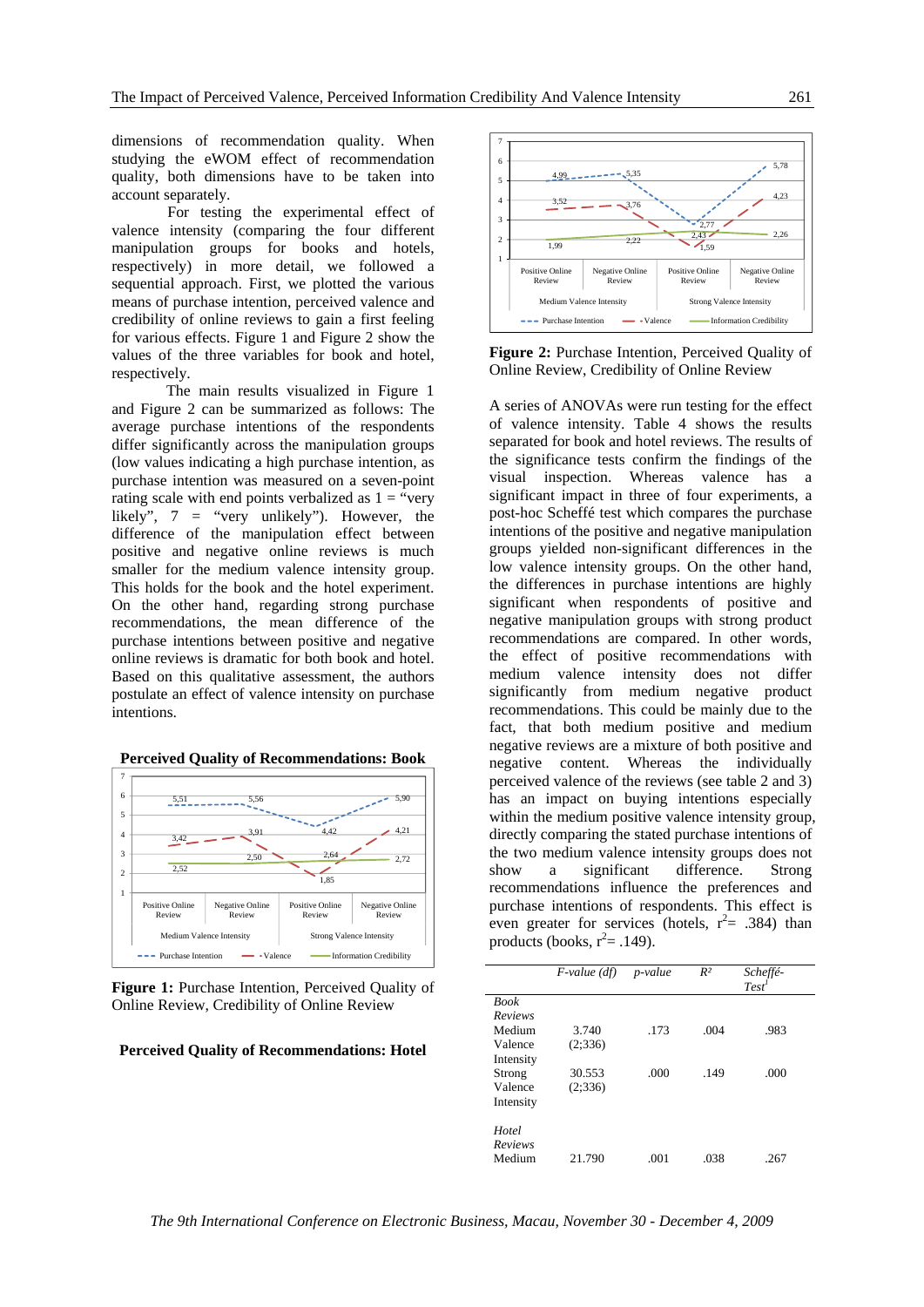dimensions of recommendation quality. When studying the eWOM effect of recommendation quality, both dimensions have to be taken into account separately.

For testing the experimental effect of valence intensity (comparing the four different manipulation groups for books and hotels, respectively) in more detail, we followed a sequential approach. First, we plotted the various means of purchase intention, perceived valence and credibility of online reviews to gain a first feeling for various effects. Figure 1 and Figure 2 show the values of the three variables for book and hotel, respectively.

The main results visualized in Figure 1 and Figure 2 can be summarized as follows: The average purchase intentions of the respondents differ significantly across the manipulation groups (low values indicating a high purchase intention, as purchase intention was measured on a seven-point rating scale with end points verbalized as 1 = "very likely", 7 = "very unlikely"). However, the difference of the manipulation effect between positive and negative online reviews is much smaller for the medium valence intensity group. This holds for the book and the hotel experiment. On the other hand, regarding strong purchase recommendations, the mean difference of the purchase intentions between positive and negative online reviews is dramatic for both book and hotel. Based on this qualitative assessment, the authors postulate an effect of valence intensity on purchase intentions.

**Perceived Quality of Recommendations: Book**

| | Medium Valence Intensity: Positive Online Review | Medium Valence Intensity: Negative Online Review | Strong Valence Intensity: Positive Online Review | Strong Valence Intensity: Negative Online Review |
|---|---|---|---|---|
| Purchase Intention | 5,51 | 5,56 | 4,42 | 5,90 |
| Valence | 3,42 | 3,91 | 1,85 | 4,21 |
| Information Credibility | 2,52 | 2,50 | 2,64 | 2,72 |

**Figure 1:** Purchase Intention, Perceived Quality of Online Review, Credibility of Online Review

**Perceived Quality of Recommendations: Hotel**

| | Medium Valence Intensity: Positive Online Review | Medium Valence Intensity: Negative Online Review | Strong Valence Intensity: Positive Online Review | Strong Valence Intensity: Negative Online Review |
|---|---|---|---|---|
| Purchase Intention | 4,99 | 5,35 | 2,77 | 5,78 |
| Valence | 3,52 | 3,76 | 1,59 | 4,23 |
| Information Credibility | 1,99 | 2,22 | 2,43 | 2,26 |

**Figure 2:** Purchase Intention, Perceived Quality of Online Review, Credibility of Online Review

A series of ANOVAs were run testing for the effect of valence intensity. Table 4 shows the results separated for book and hotel reviews. The results of the significance tests confirm the findings of the visual inspection. Whereas valence has a significant impact in three of four experiments, a post-hoc Scheffé test which compares the purchase intentions of the positive and negative manipulation groups yielded non-significant differences in the low valence intensity groups. On the other hand, the differences in purchase intentions are highly significant when respondents of positive and negative manipulation groups with strong product recommendations are compared. In other words, the effect of positive recommendations with medium valence intensity does not differ significantly from medium negative product recommendations. This could be mainly due to the fact, that both medium positive and medium negative reviews are a mixture of both positive and negative content. Whereas the individually perceived valence of the reviews (see table 2 and 3) has an impact on buying intentions especially within the medium positive valence intensity group, directly comparing the stated purchase intentions of the two medium valence intensity groups does not show a significant difference. Strong recommendations influence the preferences and purchase intentions of respondents. This effect is even greater for services (hotels, $r^2$= .384) than products (books, $r^2$= .149).

| | *F-value (df)* | *p-value* | *R²* | *Scheffé-Test*[1] |
|---|---|---|---|---|
| *Book Reviews* | | | | |
| Medium Valence Intensity | 3.740 (2;336) | .173 | .004 | .983 |
| Strong Valence Intensity | 30.553 (2;336) | .000 | .149 | .000 |
| *Hotel Reviews* | | | | |
| Medium | 21.790 | .001 | .038 | .267 |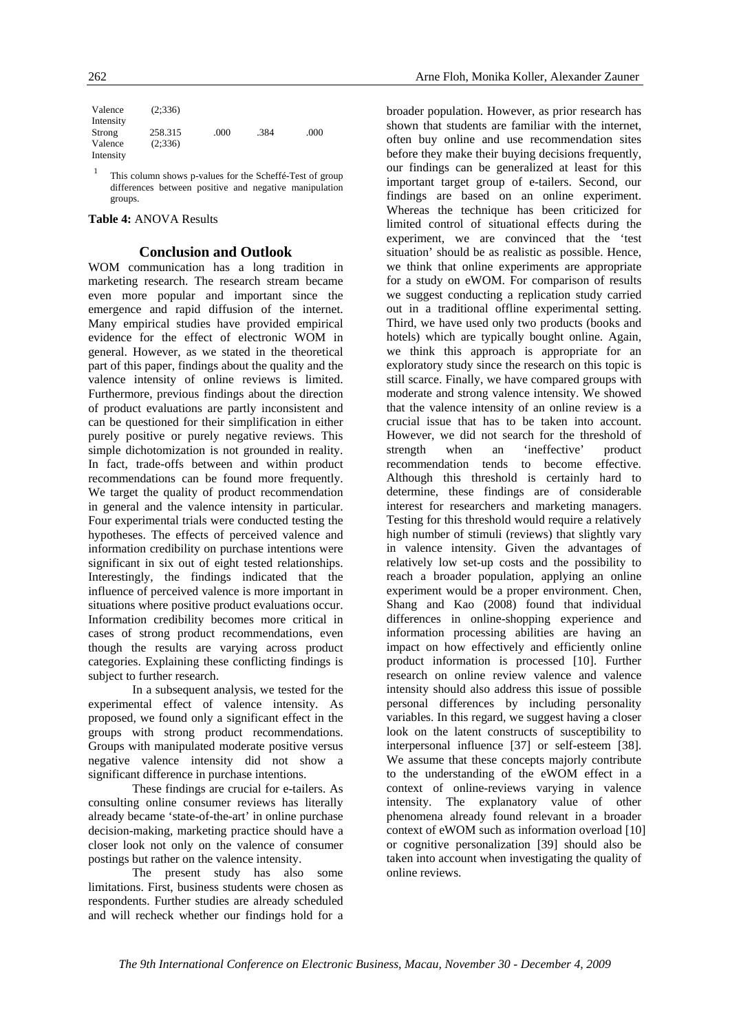| | | | | |
|---|---|---|---|---|
| Valence Intensity | (2;336) | | | |
| Strong Valence Intensity | 258.315 (2;336) | .000 | .384 | .000 |

[1] This column shows p-values for the Scheffé-Test of group differences between positive and negative manipulation groups.

**Table 4:** ANOVA Results

## Conclusion and Outlook

WOM communication has a long tradition in marketing research. The research stream became even more popular and important since the emergence and rapid diffusion of the internet. Many empirical studies have provided empirical evidence for the effect of electronic WOM in general. However, as we stated in the theoretical part of this paper, findings about the quality and the valence intensity of online reviews is limited. Furthermore, previous findings about the direction of product evaluations are partly inconsistent and can be questioned for their simplification in either purely positive or purely negative reviews. This simple dichotomization is not grounded in reality. In fact, trade-offs between and within product recommendations can be found more frequently. We target the quality of product recommendation in general and the valence intensity in particular. Four experimental trials were conducted testing the hypotheses. The effects of perceived valence and information credibility on purchase intentions were significant in six out of eight tested relationships. Interestingly, the findings indicated that the influence of perceived valence is more important in situations where positive product evaluations occur. Information credibility becomes more critical in cases of strong product recommendations, even though the results are varying across product categories. Explaining these conflicting findings is subject to further research.

In a subsequent analysis, we tested for the experimental effect of valence intensity. As proposed, we found only a significant effect in the groups with strong product recommendations. Groups with manipulated moderate positive versus negative valence intensity did not show a significant difference in purchase intentions.

These findings are crucial for e-tailers. As consulting online consumer reviews has literally already became 'state-of-the-art' in online purchase decision-making, marketing practice should have a closer look not only on the valence of consumer postings but rather on the valence intensity.

The present study has also some limitations. First, business students were chosen as respondents. Further studies are already scheduled and will recheck whether our findings hold for a broader population. However, as prior research has shown that students are familiar with the internet, often buy online and use recommendation sites before they make their buying decisions frequently, our findings can be generalized at least for this important target group of e-tailers. Second, our findings are based on an online experiment. Whereas the technique has been criticized for limited control of situational effects during the experiment, we are convinced that the 'test situation' should be as realistic as possible. Hence, we think that online experiments are appropriate for a study on eWOM. For comparison of results we suggest conducting a replication study carried out in a traditional offline experimental setting. Third, we have used only two products (books and hotels) which are typically bought online. Again, we think this approach is appropriate for an exploratory study since the research on this topic is still scarce. Finally, we have compared groups with moderate and strong valence intensity. We showed that the valence intensity of an online review is a crucial issue that has to be taken into account. However, we did not search for the threshold of strength when an 'ineffective' product recommendation tends to become effective. Although this threshold is certainly hard to determine, these findings are of considerable interest for researchers and marketing managers. Testing for this threshold would require a relatively high number of stimuli (reviews) that slightly vary in valence intensity. Given the advantages of relatively low set-up costs and the possibility to reach a broader population, applying an online experiment would be a proper environment. Chen, Shang and Kao (2008) found that individual differences in online-shopping experience and information processing abilities are having an impact on how effectively and efficiently online product information is processed [10]. Further research on online review valence and valence intensity should also address this issue of possible personal differences by including personality variables. In this regard, we suggest having a closer look on the latent constructs of susceptibility to interpersonal influence [37] or self-esteem [38]. We assume that these concepts majorly contribute to the understanding of the eWOM effect in a context of online-reviews varying in valence intensity. The explanatory value of other phenomena already found relevant in a broader context of eWOM such as information overload [10] or cognitive personalization [39] should also be taken into account when investigating the quality of online reviews.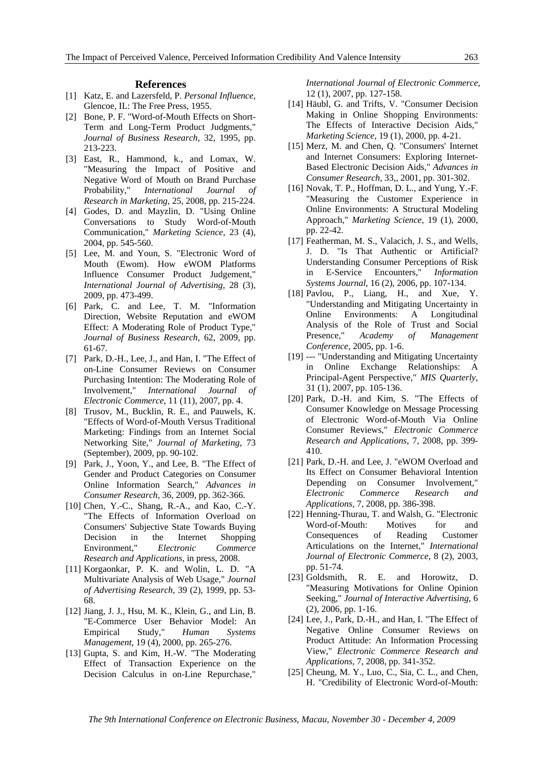## References

[1] Katz, E. and Lazersfeld, P. *Personal Influence*, Glencoe, IL: The Free Press, 1955.

[2] Bone, P. F. "Word-of-Mouth Effects on Short-Term and Long-Term Product Judgments," *Journal of Business Research*, 32, 1995, pp. 213-223.

[3] East, R., Hammond, k., and Lomax, W. "Measuring the Impact of Positive and Negative Word of Mouth on Brand Purchase Probability," *International Journal of Research in Marketing*, 25, 2008, pp. 215-224.

[4] Godes, D. and Mayzlin, D. "Using Online Conversations to Study Word-of-Mouth Communication," *Marketing Science*, 23 (4), 2004, pp. 545-560.

[5] Lee, M. and Youn, S. "Electronic Word of Mouth (Ewom). How eWOM Platforms Influence Consumer Product Judgement," *International Journal of Advertising*, 28 (3), 2009, pp. 473-499.

[6] Park, C. and Lee, T. M. "Information Direction, Website Reputation and eWOM Effect: A Moderating Role of Product Type," *Journal of Business Research*, 62, 2009, pp. 61-67.

[7] Park, D.-H., Lee, J., and Han, I. "The Effect of on-Line Consumer Reviews on Consumer Purchasing Intention: The Moderating Role of Involvement," *International Journal of Electronic Commerce*, 11 (11), 2007, pp. 4.

[8] Trusov, M., Bucklin, R. E., and Pauwels, K. "Effects of Word-of-Mouth Versus Traditional Marketing: Findings from an Internet Social Networking Site," *Journal of Marketing*, 73 (September), 2009, pp. 90-102.

[9] Park, J., Yoon, Y., and Lee, B. "The Effect of Gender and Product Categories on Consumer Online Information Search," *Advances in Consumer Research*, 36, 2009, pp. 362-366.

[10] Chen, Y.-C., Shang, R.-A., and Kao, C.-Y. "The Effects of Information Overload on Consumers' Subjective State Towards Buying Decision in the Internet Shopping Environment," *Electronic Commerce Research and Applications*, in press, 2008.

[11] Korgaonkar, P. K. and Wolin, L. D. "A Multivariate Analysis of Web Usage," *Journal of Advertising Research*, 39 (2), 1999, pp. 53-68.

[12] Jiang, J. J., Hsu, M. K., Klein, G., and Lin, B. "E-Commerce User Behavior Model: An Empirical Study," *Human Systems Management*, 19 (4), 2000, pp. 265-276.

[13] Gupta, S. and Kim, H.-W. "The Moderating Effect of Transaction Experience on the Decision Calculus in on-Line Repurchase," *International Journal of Electronic Commerce*, 12 (1), 2007, pp. 127-158.

[14] Häubl, G. and Trifts, V. "Consumer Decision Making in Online Shopping Environments: The Effects of Interactive Decision Aids," *Marketing Science*, 19 (1), 2000, pp. 4-21.

[15] Merz, M. and Chen, Q. "Consumers' Internet and Internet Consumers: Exploring Internet-Based Electronic Decision Aids," *Advances in Consumer Research*, 33,, 2001, pp. 301-302.

[16] Novak, T. P., Hoffman, D. L., and Yung, Y.-F. "Measuring the Customer Experience in Online Environments: A Structural Modeling Approach," *Marketing Science*, 19 (1), 2000, pp. 22-42.

[17] Featherman, M. S., Valacich, J. S., and Wells, J. D. "Is That Authentic or Artificial? Understanding Consumer Perceptions of Risk in E-Service Encounters," *Information Systems Journal*, 16 (2), 2006, pp. 107-134.

[18] Pavlou, P., Liang, H., and Xue, Y. "Understanding and Mitigating Uncertainty in Online Environments: A Longitudinal Analysis of the Role of Trust and Social Presence," *Academy of Management Conference*, 2005, pp. 1-6.

[19] --- "Understanding and Mitigating Uncertainty in Online Exchange Relationships: A Principal-Agent Perspective," *MIS Quarterly*, 31 (1), 2007, pp. 105-136.

[20] Park, D.-H. and Kim, S. "The Effects of Consumer Knowledge on Message Processing of Electronic Word-of-Mouth Via Online Consumer Reviews," *Electronic Commerce Research and Applications*, 7, 2008, pp. 399-410.

[21] Park, D.-H. and Lee, J. "eWOM Overload and Its Effect on Consumer Behavioral Intention Depending on Consumer Involvement," *Electronic Commerce Research and Applications*, 7, 2008, pp. 386-398.

[22] Henning-Thurau, T. and Walsh, G. "Electronic Word-of-Mouth: Motives for and Consequences of Reading Customer Articulations on the Internet," *International Journal of Electronic Commerce*, 8 (2), 2003, pp. 51-74.

[23] Goldsmith, R. E. and Horowitz, D. "Measuring Motivations for Online Opinion Seeking," *Journal of Interactive Advertising*, 6 (2), 2006, pp. 1-16.

[24] Lee, J., Park, D.-H., and Han, I. "The Effect of Negative Online Consumer Reviews on Product Attitude: An Information Processing View," *Electronic Commerce Research and Applications*, 7, 2008, pp. 341-352.

[25] Cheung, M. Y., Luo, C., Sia, C. L., and Chen, H. "Credibility of Electronic Word-of-Mouth: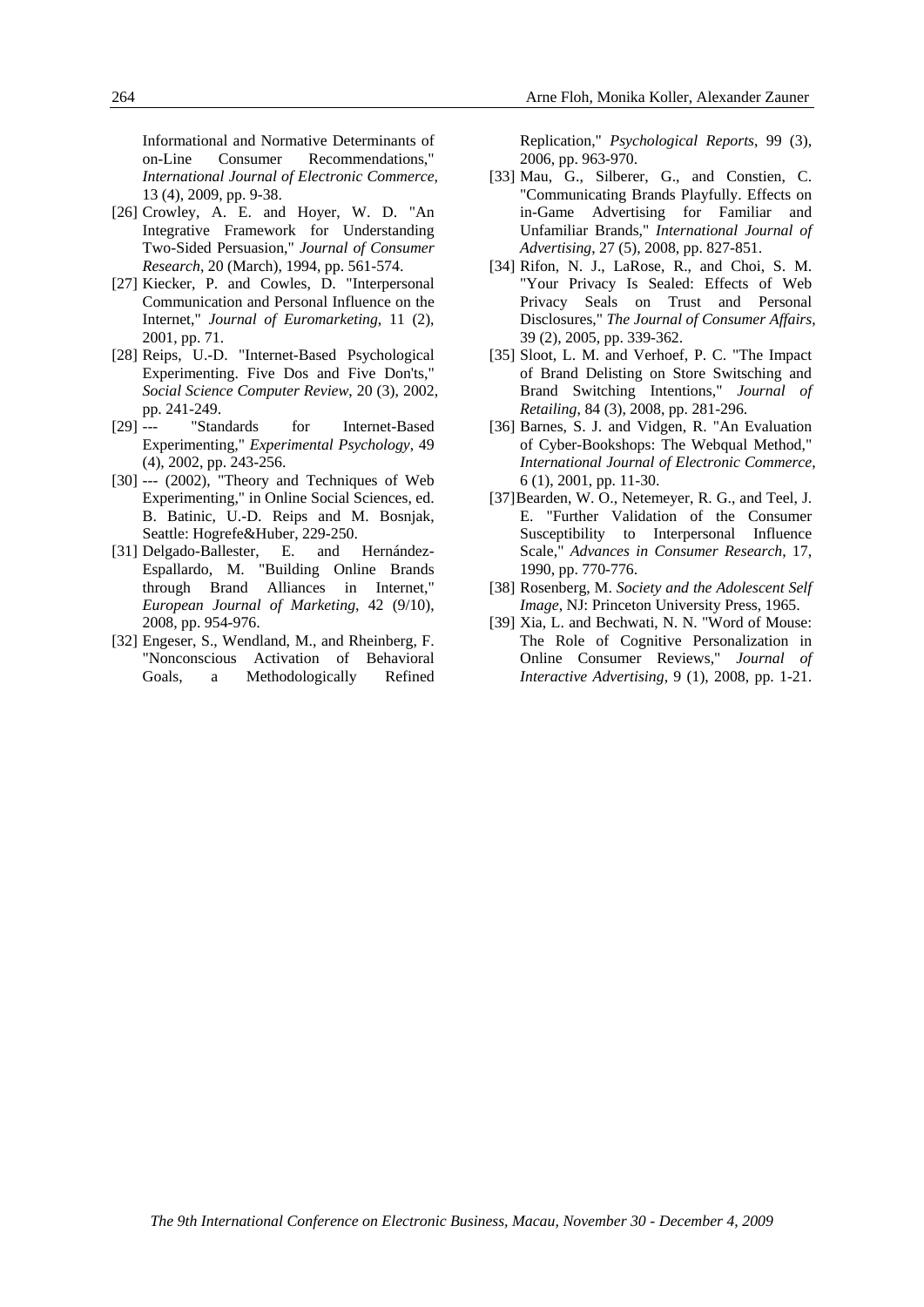Informational and Normative Determinants of on-Line Consumer Recommendations," *International Journal of Electronic Commerce*, 13 (4), 2009, pp. 9-38.

[26] Crowley, A. E. and Hoyer, W. D. "An Integrative Framework for Understanding Two-Sided Persuasion," *Journal of Consumer Research*, 20 (March), 1994, pp. 561-574.

[27] Kiecker, P. and Cowles, D. "Interpersonal Communication and Personal Influence on the Internet," *Journal of Euromarketing*, 11 (2), 2001, pp. 71.

[28] Reips, U.-D. "Internet-Based Psychological Experimenting. Five Dos and Five Don'ts," *Social Science Computer Review*, 20 (3), 2002, pp. 241-249.

[29] --- "Standards for Internet-Based Experimenting," *Experimental Psychology*, 49 (4), 2002, pp. 243-256.

[30] --- (2002), "Theory and Techniques of Web Experimenting," in Online Social Sciences, ed. B. Batinic, U.-D. Reips and M. Bosnjak, Seattle: Hogrefe&Huber, 229-250.

[31] Delgado-Ballester, E. and Hernández-Espallardo, M. "Building Online Brands through Brand Alliances in Internet," *European Journal of Marketing*, 42 (9/10), 2008, pp. 954-976.

[32] Engeser, S., Wendland, M., and Rheinberg, F. "Nonconscious Activation of Behavioral Goals, a Methodologically Refined Replication," *Psychological Reports*, 99 (3), 2006, pp. 963-970.

[33] Mau, G., Silberer, G., and Constien, C. "Communicating Brands Playfully. Effects on in-Game Advertising for Familiar and Unfamiliar Brands," *International Journal of Advertising*, 27 (5), 2008, pp. 827-851.

[34] Rifon, N. J., LaRose, R., and Choi, S. M. "Your Privacy Is Sealed: Effects of Web Privacy Seals on Trust and Personal Disclosures," *The Journal of Consumer Affairs*, 39 (2), 2005, pp. 339-362.

[35] Sloot, L. M. and Verhoef, P. C. "The Impact of Brand Delisting on Store Switsching and Brand Switching Intentions," *Journal of Retailing*, 84 (3), 2008, pp. 281-296.

[36] Barnes, S. J. and Vidgen, R. "An Evaluation of Cyber-Bookshops: The Webqual Method," *International Journal of Electronic Commerce*, 6 (1), 2001, pp. 11-30.

[37] Bearden, W. O., Netemeyer, R. G., and Teel, J. E. "Further Validation of the Consumer Susceptibility to Interpersonal Influence Scale," *Advances in Consumer Research*, 17, 1990, pp. 770-776.

[38] Rosenberg, M. *Society and the Adolescent Self Image*, NJ: Princeton University Press, 1965.

[39] Xia, L. and Bechwati, N. N. "Word of Mouse: The Role of Cognitive Personalization in Online Consumer Reviews," *Journal of Interactive Advertising*, 9 (1), 2008, pp. 1-21.